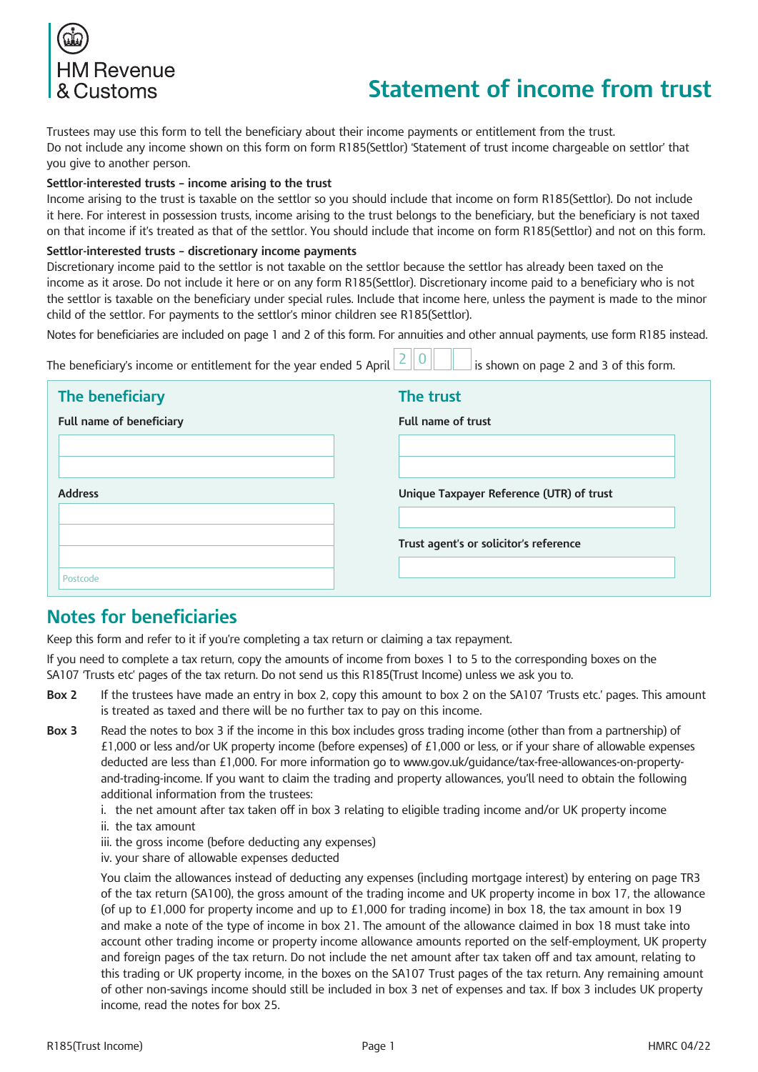HM Revenue & Customs

# Statement of income from trust

Trustees may use this form to tell the beneficiary about their income payments or entitlement from the trust.
Do not include any income shown on this form on form R185(Settlor) 'Statement of trust income chargeable on settlor' that you give to another person.

**Settlor-interested trusts – income arising to the trust**
Income arising to the trust is taxable on the settlor so you should include that income on form R185(Settlor). Do not include it here. For interest in possession trusts, income arising to the trust belongs to the beneficiary, but the beneficiary is not taxed on that income if it's treated as that of the settlor. You should include that income on form R185(Settlor) and not on this form.

**Settlor-interested trusts – discretionary income payments**
Discretionary income paid to the settlor is not taxable on the settlor because the settlor has already been taxed on the income as it arose. Do not include it here or on any form R185(Settlor). Discretionary income paid to a beneficiary who is not the settlor is taxable on the beneficiary under special rules. Include that income here, unless the payment is made to the minor child of the settlor. For payments to the settlor's minor children see R185(Settlor).

Notes for beneficiaries are included on page 1 and 2 of this form. For annuities and other annual payments, use form R185 instead.

The beneficiary's income or entitlement for the year ended 5 April 2 0 _ _ is shown on page 2 and 3 of this form.

## The beneficiary

**Full name of beneficiary**

**Address**

Postcode

## The trust

**Full name of trust**

**Unique Taxpayer Reference (UTR) of trust**

**Trust agent's or solicitor's reference**

## Notes for beneficiaries

Keep this form and refer to it if you're completing a tax return or claiming a tax repayment.

If you need to complete a tax return, copy the amounts of income from boxes 1 to 5 to the corresponding boxes on the SA107 'Trusts etc' pages of the tax return. Do not send us this R185(Trust Income) unless we ask you to.

**Box 2** If the trustees have made an entry in box 2, copy this amount to box 2 on the SA107 'Trusts etc.' pages. This amount is treated as taxed and there will be no further tax to pay on this income.

**Box 3** Read the notes to box 3 if the income in this box includes gross trading income (other than from a partnership) of £1,000 or less and/or UK property income (before expenses) of £1,000 or less, or if your share of allowable expenses deducted are less than £1,000. For more information go to www.gov.uk/guidance/tax-free-allowances-on-property-and-trading-income. If you want to claim the trading and property allowances, you'll need to obtain the following additional information from the trustees:

i. the net amount after tax taken off in box 3 relating to eligible trading income and/or UK property income
ii. the tax amount
iii. the gross income (before deducting any expenses)
iv. your share of allowable expenses deducted

You claim the allowances instead of deducting any expenses (including mortgage interest) by entering on page TR3 of the tax return (SA100), the gross amount of the trading income and UK property income in box 17, the allowance (of up to £1,000 for property income and up to £1,000 for trading income) in box 18, the tax amount in box 19 and make a note of the type of income in box 21. The amount of the allowance claimed in box 18 must take into account other trading income or property income allowance amounts reported on the self-employment, UK property and foreign pages of the tax return. Do not include the net amount after tax taken off and tax amount, relating to this trading or UK property income, in the boxes on the SA107 Trust pages of the tax return. Any remaining amount of other non-savings income should still be included in box 3 net of expenses and tax. If box 3 includes UK property income, read the notes for box 25.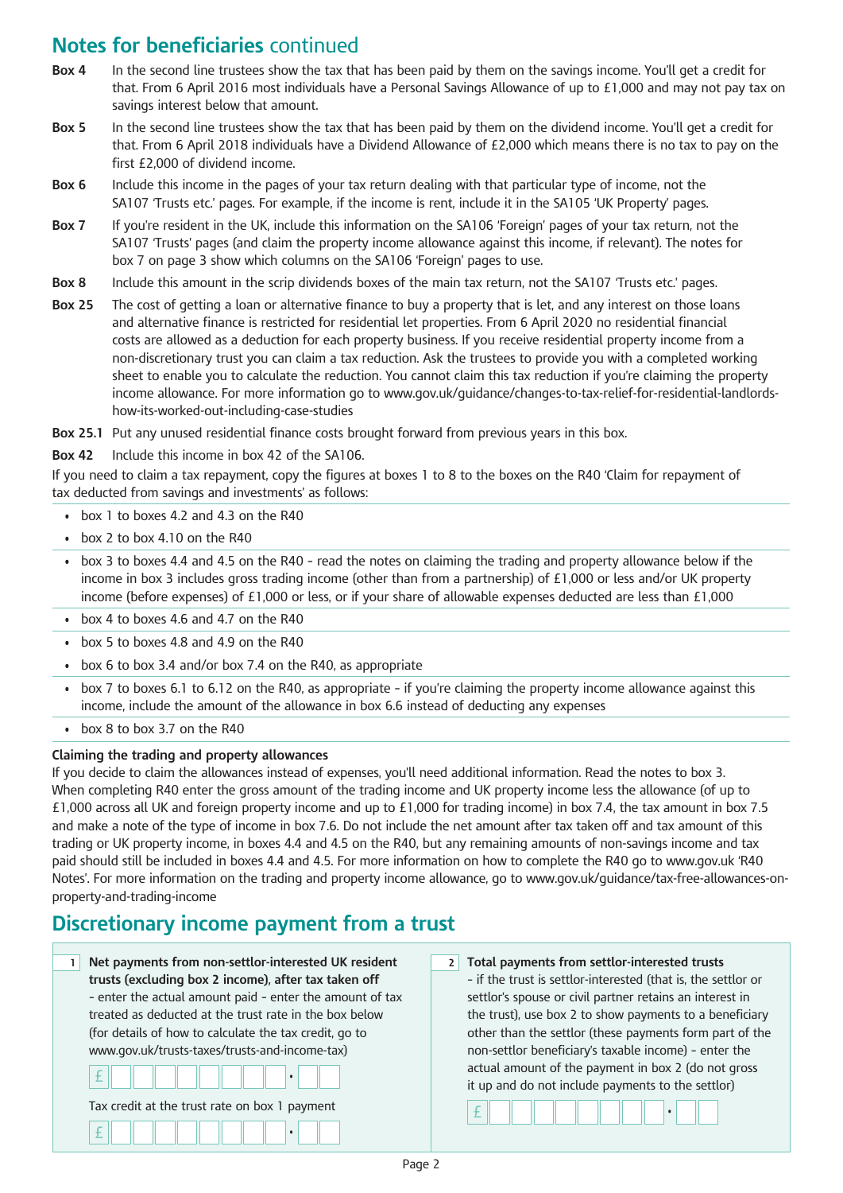## Notes for beneficiaries continued

**Box 4** In the second line trustees show the tax that has been paid by them on the savings income. You'll get a credit for that. From 6 April 2016 most individuals have a Personal Savings Allowance of up to £1,000 and may not pay tax on savings interest below that amount.

**Box 5** In the second line trustees show the tax that has been paid by them on the dividend income. You'll get a credit for that. From 6 April 2018 individuals have a Dividend Allowance of £2,000 which means there is no tax to pay on the first £2,000 of dividend income.

**Box 6** Include this income in the pages of your tax return dealing with that particular type of income, not the SA107 'Trusts etc.' pages. For example, if the income is rent, include it in the SA105 'UK Property' pages.

**Box 7** If you're resident in the UK, include this information on the SA106 'Foreign' pages of your tax return, not the SA107 'Trusts' pages (and claim the property income allowance against this income, if relevant). The notes for box 7 on page 3 show which columns on the SA106 'Foreign' pages to use.

**Box 8** Include this amount in the scrip dividends boxes of the main tax return, not the SA107 'Trusts etc.' pages.

**Box 25** The cost of getting a loan or alternative finance to buy a property that is let, and any interest on those loans and alternative finance is restricted for residential let properties. From 6 April 2020 no residential financial costs are allowed as a deduction for each property business. If you receive residential property income from a non-discretionary trust you can claim a tax reduction. Ask the trustees to provide you with a completed working sheet to enable you to calculate the reduction. You cannot claim this tax reduction if you're claiming the property income allowance. For more information go to www.gov.uk/guidance/changes-to-tax-relief-for-residential-landlords-how-its-worked-out-including-case-studies

**Box 25.1** Put any unused residential finance costs brought forward from previous years in this box.

**Box 42** Include this income in box 42 of the SA106.

If you need to claim a tax repayment, copy the figures at boxes 1 to 8 to the boxes on the R40 'Claim for repayment of tax deducted from savings and investments' as follows:

- box 1 to boxes 4.2 and 4.3 on the R40
- box 2 to box 4.10 on the R40
- box 3 to boxes 4.4 and 4.5 on the R40 - read the notes on claiming the trading and property allowance below if the income in box 3 includes gross trading income (other than from a partnership) of £1,000 or less and/or UK property income (before expenses) of £1,000 or less, or if your share of allowable expenses deducted are less than £1,000
- box 4 to boxes 4.6 and 4.7 on the R40
- box 5 to boxes 4.8 and 4.9 on the R40
- box 6 to box 3.4 and/or box 7.4 on the R40, as appropriate
- box 7 to boxes 6.1 to 6.12 on the R40, as appropriate - if you're claiming the property income allowance against this income, include the amount of the allowance in box 6.6 instead of deducting any expenses
- box 8 to box 3.7 on the R40

**Claiming the trading and property allowances**

If you decide to claim the allowances instead of expenses, you'll need additional information. Read the notes to box 3. When completing R40 enter the gross amount of the trading income and UK property income less the allowance (of up to £1,000 across all UK and foreign property income and up to £1,000 for trading income) in box 7.4, the tax amount in box 7.5 and make a note of the type of income in box 7.6. Do not include the net amount after tax taken off and tax amount of this trading or UK property income, in boxes 4.4 and 4.5 on the R40, but any remaining amounts of non-savings income and tax paid should still be included in boxes 4.4 and 4.5. For more information on how to complete the R40 go to www.gov.uk 'R40 Notes'. For more information on the trading and property income allowance, go to www.gov.uk/guidance/tax-free-allowances-on-property-and-trading-income

## Discretionary income payment from a trust

**1 Net payments from non-settlor-interested UK resident trusts (excluding box 2 income), after tax taken off** - enter the actual amount paid - enter the amount of tax treated as deducted at the trust rate in the box below (for details of how to calculate the tax credit, go to www.gov.uk/trusts-taxes/trusts-and-income-tax)

£ . 

Tax credit at the trust rate on box 1 payment

£ . 

**2 Total payments from settlor-interested trusts** - if the trust is settlor-interested (that is, the settlor or settlor's spouse or civil partner retains an interest in the trust), use box 2 to show payments to a beneficiary other than the settlor (these payments form part of the non-settlor beneficiary's taxable income) - enter the actual amount of the payment in box 2 (do not gross it up and do not include payments to the settlor)

£ .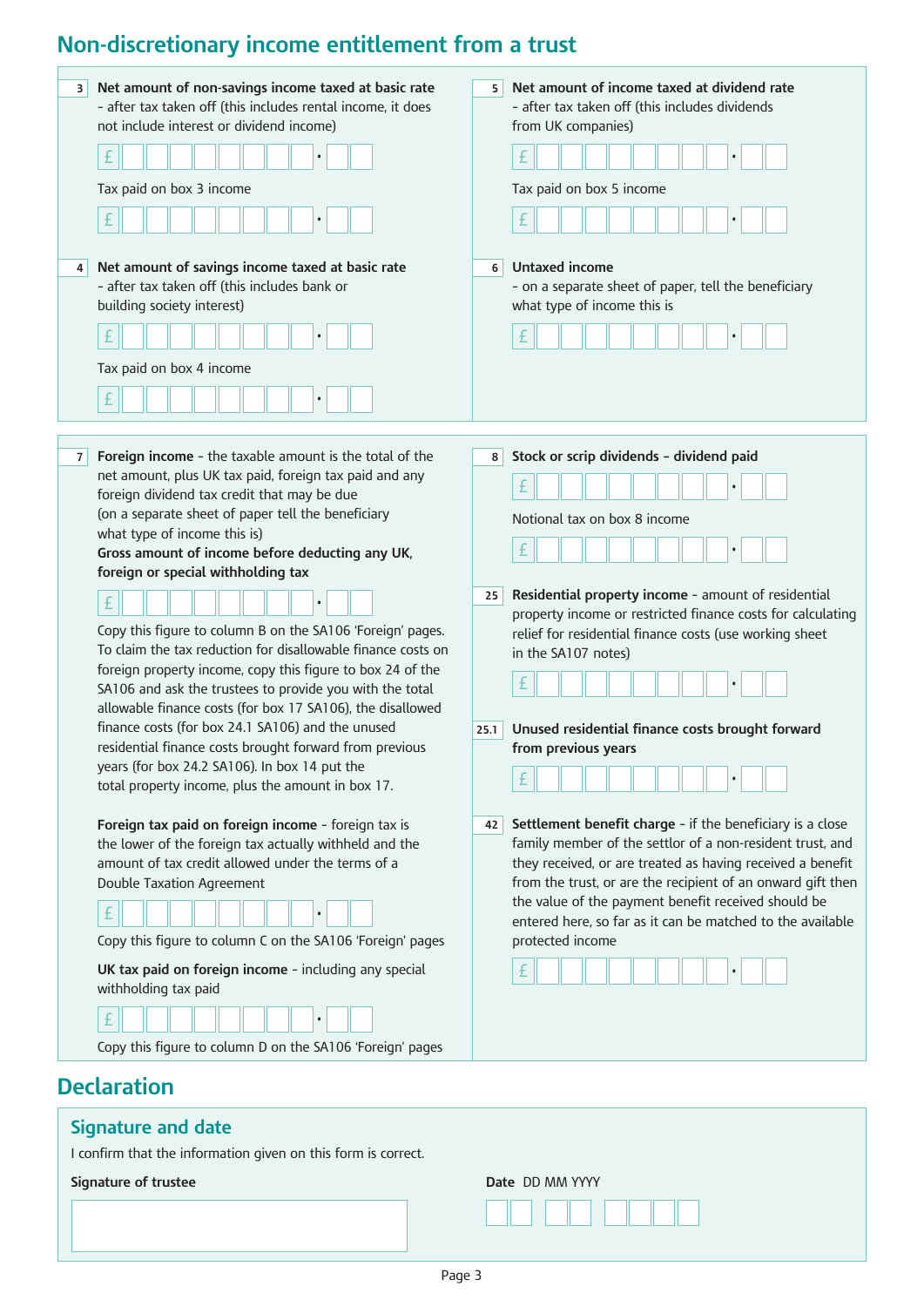## Non-discretionary income entitlement from a trust

**3 Net amount of non-savings income taxed at basic rate** - after tax taken off (this includes rental income, it does not include interest or dividend income)

£

Tax paid on box 3 income

£

**4 Net amount of savings income taxed at basic rate** - after tax taken off (this includes bank or building society interest)

£

Tax paid on box 4 income

£

**5 Net amount of income taxed at dividend rate** - after tax taken off (this includes dividends from UK companies)

£

Tax paid on box 5 income

£

**6 Untaxed income** - on a separate sheet of paper, tell the beneficiary what type of income this is

£

**7 Foreign income** - the taxable amount is the total of the net amount, plus UK tax paid, foreign tax paid and any foreign dividend tax credit that may be due (on a separate sheet of paper tell the beneficiary what type of income this is)
**Gross amount of income before deducting any UK, foreign or special withholding tax**

£

Copy this figure to column B on the SA106 'Foreign' pages. To claim the tax reduction for disallowable finance costs on foreign property income, copy this figure to box 24 of the SA106 and ask the trustees to provide you with the total allowable finance costs (for box 17 SA106), the disallowed finance costs (for box 24.1 SA106) and the unused residential finance costs brought forward from previous years (for box 24.2 SA106). In box 14 put the total property income, plus the amount in box 17.

**Foreign tax paid on foreign income** - foreign tax is the lower of the foreign tax actually withheld and the amount of tax credit allowed under the terms of a Double Taxation Agreement

£

Copy this figure to column C on the SA106 'Foreign' pages

**UK tax paid on foreign income** - including any special withholding tax paid

£

Copy this figure to column D on the SA106 'Foreign' pages

**8 Stock or scrip dividends – dividend paid**

£

Notional tax on box 8 income

£

**25 Residential property income** - amount of residential property income or restricted finance costs for calculating relief for residential finance costs (use working sheet in the SA107 notes)

£

**25.1 Unused residential finance costs brought forward from previous years**

£

**42 Settlement benefit charge** - if the beneficiary is a close family member of the settlor of a non-resident trust, and they received, or are treated as having received a benefit from the trust, or are the recipient of an onward gift then the value of the payment benefit received should be entered here, so far as it can be matched to the available protected income

£

## Declaration

### Signature and date

I confirm that the information given on this form is correct.

**Signature of trustee**

**Date** DD MM YYYY